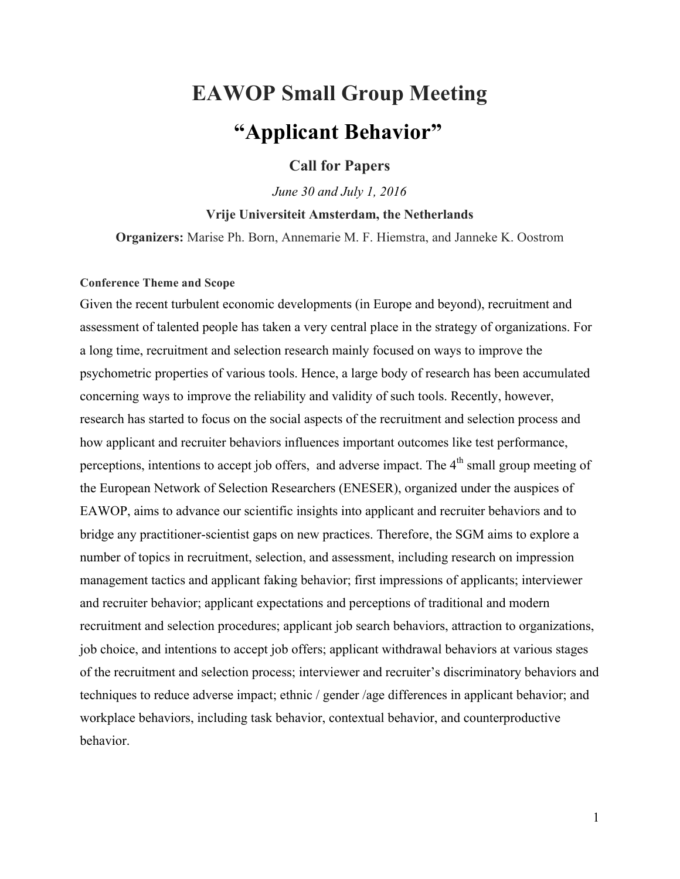# EAWOP Small Group Meeting

# "Applicant Behavior"

## Call for Papers

*June 30 and July 1, 2016*

**Vrije Universiteit Amsterdam, the Netherlands**

**Organizers:** Marise Ph. Born, Annemarie M. F. Hiemstra, and Janneke K. Oostrom

### Conference Theme and Scope

Given the recent turbulent economic developments (in Europe and beyond), recruitment and assessment of talented people has taken a very central place in the strategy of organizations. For a long time, recruitment and selection research mainly focused on ways to improve the psychometric properties of various tools. Hence, a large body of research has been accumulated concerning ways to improve the reliability and validity of such tools. Recently, however, research has started to focus on the social aspects of the recruitment and selection process and how applicant and recruiter behaviors influences important outcomes like test performance, perceptions, intentions to accept job offers, and adverse impact. The 4th small group meeting of the European Network of Selection Researchers (ENESER), organized under the auspices of EAWOP, aims to advance our scientific insights into applicant and recruiter behaviors and to bridge any practitioner-scientist gaps on new practices. Therefore, the SGM aims to explore a number of topics in recruitment, selection, and assessment, including research on impression management tactics and applicant faking behavior; first impressions of applicants; interviewer and recruiter behavior; applicant expectations and perceptions of traditional and modern recruitment and selection procedures; applicant job search behaviors, attraction to organizations, job choice, and intentions to accept job offers; applicant withdrawal behaviors at various stages of the recruitment and selection process; interviewer and recruiter's discriminatory behaviors and techniques to reduce adverse impact; ethnic / gender /age differences in applicant behavior; and workplace behaviors, including task behavior, contextual behavior, and counterproductive behavior.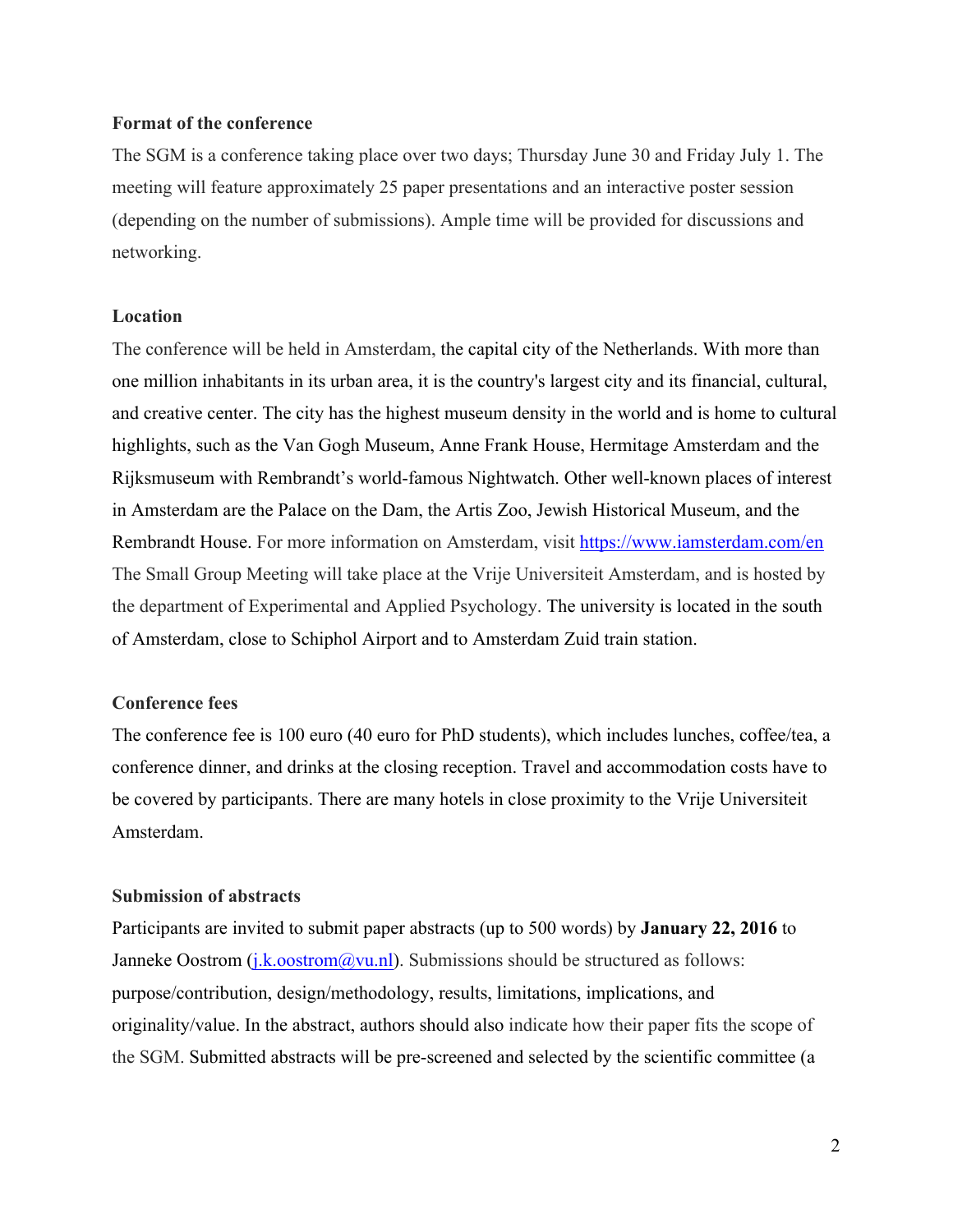**Format of the conference**

The SGM is a conference taking place over two days; Thursday June 30 and Friday July 1. The meeting will feature approximately 25 paper presentations and an interactive poster session (depending on the number of submissions). Ample time will be provided for discussions and networking.

**Location**

The conference will be held in Amsterdam, the capital city of the Netherlands. With more than one million inhabitants in its urban area, it is the country's largest city and its financial, cultural, and creative center. The city has the highest museum density in the world and is home to cultural highlights, such as the Van Gogh Museum, Anne Frank House, Hermitage Amsterdam and the Rijksmuseum with Rembrandt's world-famous Nightwatch. Other well-known places of interest in Amsterdam are the Palace on the Dam, the Artis Zoo, Jewish Historical Museum, and the Rembrandt House. For more information on Amsterdam, visit https://www.iamsterdam.com/en The Small Group Meeting will take place at the Vrije Universiteit Amsterdam, and is hosted by the department of Experimental and Applied Psychology. The university is located in the south of Amsterdam, close to Schiphol Airport and to Amsterdam Zuid train station.

**Conference fees**

The conference fee is 100 euro (40 euro for PhD students), which includes lunches, coffee/tea, a conference dinner, and drinks at the closing reception. Travel and accommodation costs have to be covered by participants. There are many hotels in close proximity to the Vrije Universiteit Amsterdam.

**Submission of abstracts**

Participants are invited to submit paper abstracts (up to 500 words) by **January 22, 2016** to Janneke Oostrom (j.k.oostrom@vu.nl). Submissions should be structured as follows: purpose/contribution, design/methodology, results, limitations, implications, and originality/value. In the abstract, authors should also indicate how their paper fits the scope of the SGM. Submitted abstracts will be pre-screened and selected by the scientific committee (a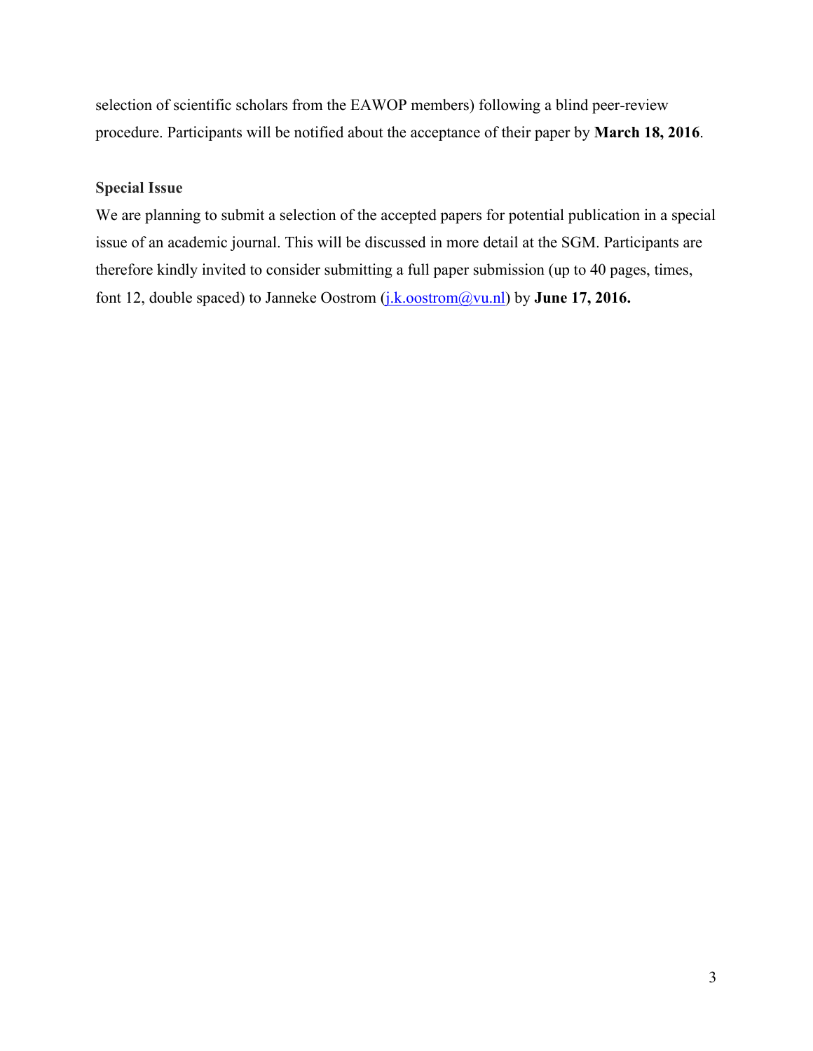selection of scientific scholars from the EAWOP members) following a blind peer-review procedure. Participants will be notified about the acceptance of their paper by **March 18, 2016**.

### Special Issue

We are planning to submit a selection of the accepted papers for potential publication in a special issue of an academic journal. This will be discussed in more detail at the SGM. Participants are therefore kindly invited to consider submitting a full paper submission (up to 40 pages, times, font 12, double spaced) to Janneke Oostrom (j.k.oostrom@vu.nl) by **June 17, 2016.**